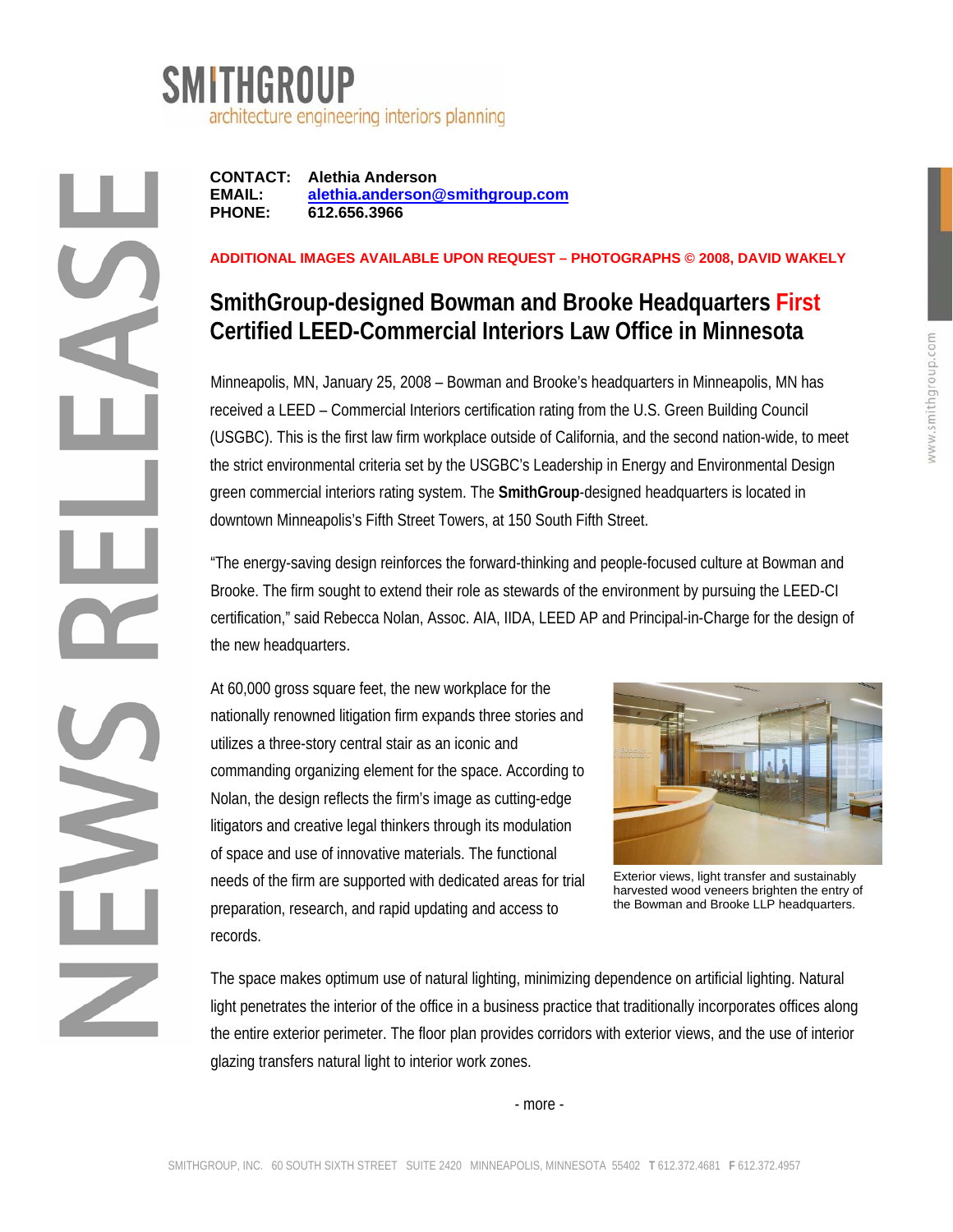SMITHGROUP
architecture engineering interiors planning

NEWS RELEASE

**CONTACT:** **Alethia Anderson**
**EMAIL:** **alethia.anderson@smithgroup.com**
**PHONE:** **612.656.3966**

**ADDITIONAL IMAGES AVAILABLE UPON REQUEST – PHOTOGRAPHS © 2008, DAVID WAKELY**

# SmithGroup-designed Bowman and Brooke Headquarters First Certified LEED-Commercial Interiors Law Office in Minnesota

Minneapolis, MN, January 25, 2008 – Bowman and Brooke's headquarters in Minneapolis, MN has received a LEED – Commercial Interiors certification rating from the U.S. Green Building Council (USGBC). This is the first law firm workplace outside of California, and the second nation-wide, to meet the strict environmental criteria set by the USGBC's Leadership in Energy and Environmental Design green commercial interiors rating system. The **SmithGroup**-designed headquarters is located in downtown Minneapolis's Fifth Street Towers, at 150 South Fifth Street.

"The energy-saving design reinforces the forward-thinking and people-focused culture at Bowman and Brooke. The firm sought to extend their role as stewards of the environment by pursuing the LEED-CI certification," said Rebecca Nolan, Assoc. AIA, IIDA, LEED AP and Principal-in-Charge for the design of the new headquarters.

At 60,000 gross square feet, the new workplace for the nationally renowned litigation firm expands three stories and utilizes a three-story central stair as an iconic and commanding organizing element for the space. According to Nolan, the design reflects the firm's image as cutting-edge litigators and creative legal thinkers through its modulation of space and use of innovative materials. The functional needs of the firm are supported with dedicated areas for trial preparation, research, and rapid updating and access to records.

Exterior views, light transfer and sustainably harvested wood veneers brighten the entry of the Bowman and Brooke LLP headquarters.

The space makes optimum use of natural lighting, minimizing dependence on artificial lighting. Natural light penetrates the interior of the office in a business practice that traditionally incorporates offices along the entire exterior perimeter. The floor plan provides corridors with exterior views, and the use of interior glazing transfers natural light to interior work zones.

- more -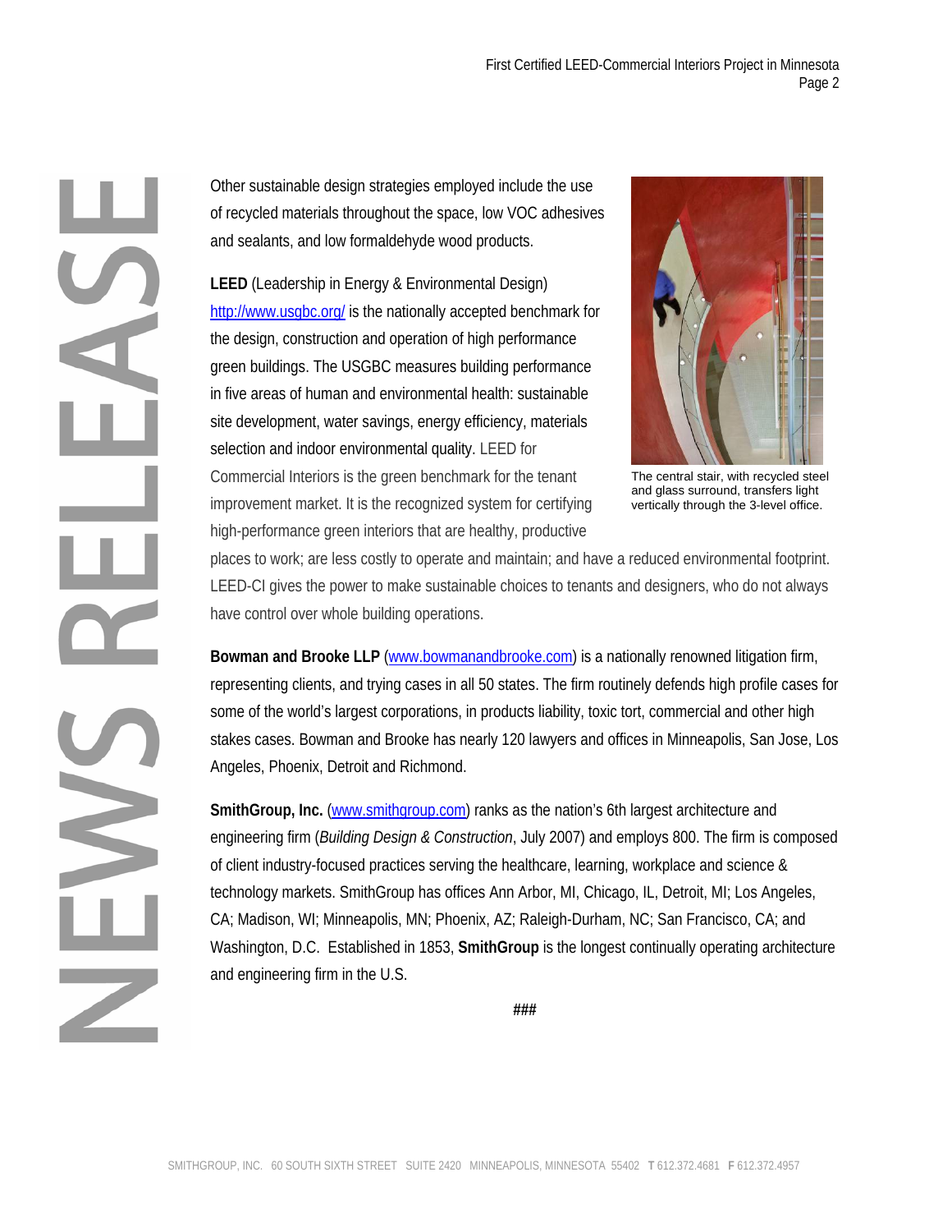Other sustainable design strategies employed include the use of recycled materials throughout the space, low VOC adhesives and sealants, and low formaldehyde wood products.

The central stair, with recycled steel and glass surround, transfers light vertically through the 3-level office.

**LEED** (Leadership in Energy & Environmental Design) http://www.usgbc.org/ is the nationally accepted benchmark for the design, construction and operation of high performance green buildings. The USGBC measures building performance in five areas of human and environmental health: sustainable site development, water savings, energy efficiency, materials selection and indoor environmental quality. LEED for Commercial Interiors is the green benchmark for the tenant improvement market. It is the recognized system for certifying high-performance green interiors that are healthy, productive places to work; are less costly to operate and maintain; and have a reduced environmental footprint. LEED-CI gives the power to make sustainable choices to tenants and designers, who do not always have control over whole building operations.

**Bowman and Brooke LLP** (www.bowmanandbrooke.com) is a nationally renowned litigation firm, representing clients, and trying cases in all 50 states. The firm routinely defends high profile cases for some of the world's largest corporations, in products liability, toxic tort, commercial and other high stakes cases. Bowman and Brooke has nearly 120 lawyers and offices in Minneapolis, San Jose, Los Angeles, Phoenix, Detroit and Richmond.

**SmithGroup, Inc.** (www.smithgroup.com) ranks as the nation's 6th largest architecture and engineering firm (*Building Design & Construction*, July 2007) and employs 800. The firm is composed of client industry-focused practices serving the healthcare, learning, workplace and science & technology markets. SmithGroup has offices Ann Arbor, MI, Chicago, IL, Detroit, MI; Los Angeles, CA; Madison, WI; Minneapolis, MN; Phoenix, AZ; Raleigh-Durham, NC; San Francisco, CA; and Washington, D.C. Established in 1853, **SmithGroup** is the longest continually operating architecture and engineering firm in the U.S.

###

SMITHGROUP, INC. 60 SOUTH SIXTH STREET SUITE 2420 MINNEAPOLIS, MINNESOTA 55402 **T** 612.372.4681 **F** 612.372.4957